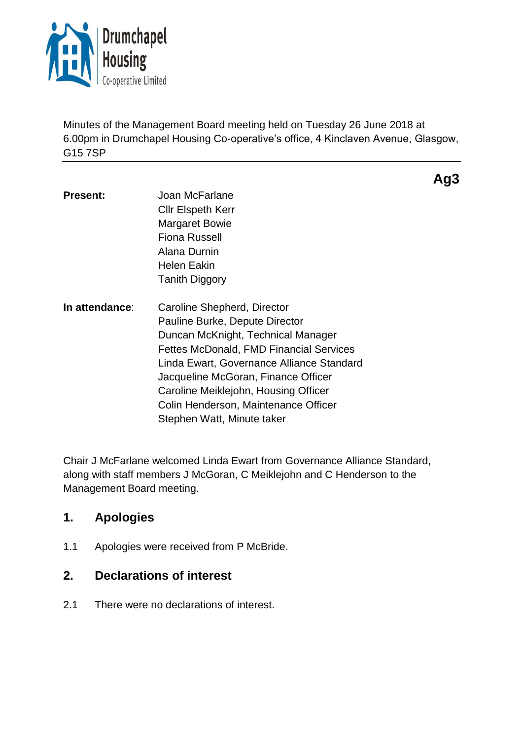Drumchapel Housing Co-operative Limited

Minutes of the Management Board meeting held on Tuesday 26 June 2018 at 6.00pm in Drumchapel Housing Co-operative's office, 4 Kinclaven Avenue, Glasgow, G15 7SP

**Ag3**

| | |
|---|---|
| **Present:** | Joan McFarlane<br>Cllr Elspeth Kerr<br>Margaret Bowie<br>Fiona Russell<br>Alana Durnin<br>Helen Eakin<br>Tanith Diggory |
| **In attendance**: | Caroline Shepherd, Director<br>Pauline Burke, Depute Director<br>Duncan McKnight, Technical Manager<br>Fettes McDonald, FMD Financial Services<br>Linda Ewart, Governance Alliance Standard<br>Jacqueline McGoran, Finance Officer<br>Caroline Meiklejohn, Housing Officer<br>Colin Henderson, Maintenance Officer<br>Stephen Watt, Minute taker |

Chair J McFarlane welcomed Linda Ewart from Governance Alliance Standard, along with staff members J McGoran, C Meiklejohn and C Henderson to the Management Board meeting.

## 1. Apologies

1.1 Apologies were received from P McBride.

## 2. Declarations of interest

2.1 There were no declarations of interest.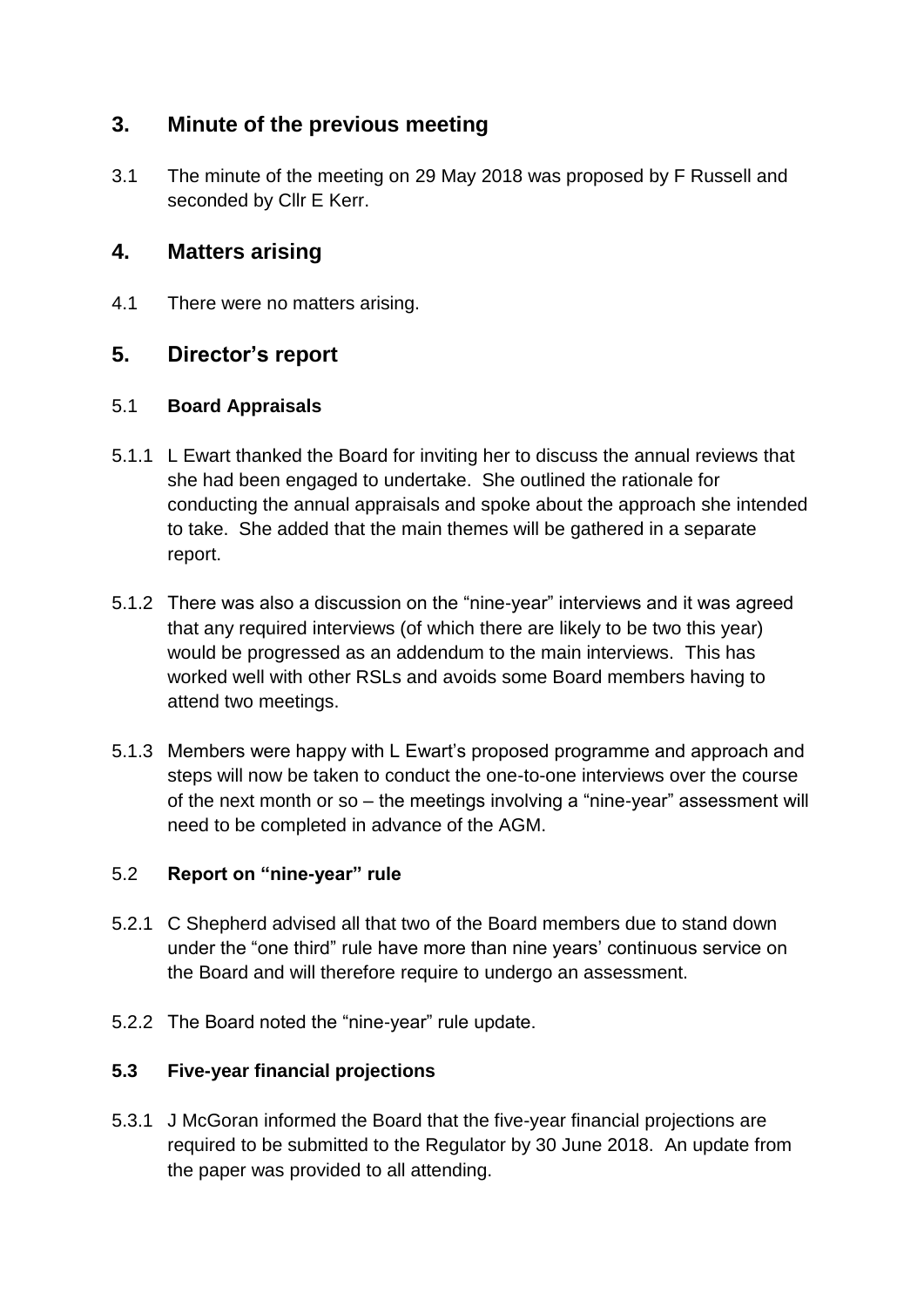## 3. Minute of the previous meeting

3.1 The minute of the meeting on 29 May 2018 was proposed by F Russell and seconded by Cllr E Kerr.

## 4. Matters arising

4.1 There were no matters arising.

## 5. Director's report

5.1 **Board Appraisals**

5.1.1 L Ewart thanked the Board for inviting her to discuss the annual reviews that she had been engaged to undertake. She outlined the rationale for conducting the annual appraisals and spoke about the approach she intended to take. She added that the main themes will be gathered in a separate report.

5.1.2 There was also a discussion on the "nine-year" interviews and it was agreed that any required interviews (of which there are likely to be two this year) would be progressed as an addendum to the main interviews. This has worked well with other RSLs and avoids some Board members having to attend two meetings.

5.1.3 Members were happy with L Ewart's proposed programme and approach and steps will now be taken to conduct the one-to-one interviews over the course of the next month or so – the meetings involving a "nine-year" assessment will need to be completed in advance of the AGM.

5.2 **Report on "nine-year" rule**

5.2.1 C Shepherd advised all that two of the Board members due to stand down under the "one third" rule have more than nine years' continuous service on the Board and will therefore require to undergo an assessment.

5.2.2 The Board noted the "nine-year" rule update.

**5.3 Five-year financial projections**

5.3.1 J McGoran informed the Board that the five-year financial projections are required to be submitted to the Regulator by 30 June 2018. An update from the paper was provided to all attending.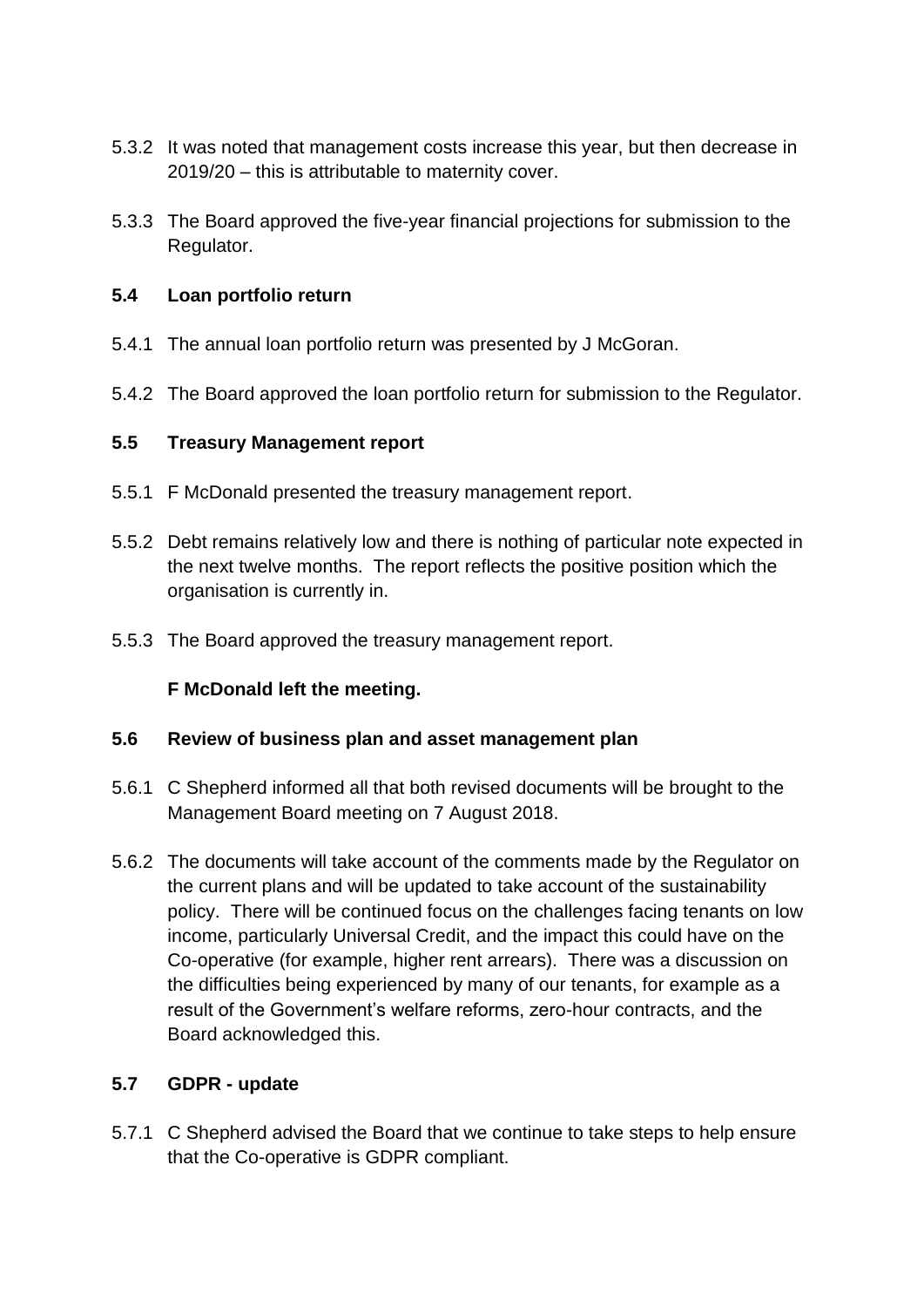5.3.2 It was noted that management costs increase this year, but then decrease in 2019/20 – this is attributable to maternity cover.

5.3.3 The Board approved the five-year financial projections for submission to the Regulator.

**5.4 Loan portfolio return**

5.4.1 The annual loan portfolio return was presented by J McGoran.

5.4.2 The Board approved the loan portfolio return for submission to the Regulator.

**5.5 Treasury Management report**

5.5.1 F McDonald presented the treasury management report.

5.5.2 Debt remains relatively low and there is nothing of particular note expected in the next twelve months. The report reflects the positive position which the organisation is currently in.

5.5.3 The Board approved the treasury management report.

**F McDonald left the meeting.**

**5.6 Review of business plan and asset management plan**

5.6.1 C Shepherd informed all that both revised documents will be brought to the Management Board meeting on 7 August 2018.

5.6.2 The documents will take account of the comments made by the Regulator on the current plans and will be updated to take account of the sustainability policy. There will be continued focus on the challenges facing tenants on low income, particularly Universal Credit, and the impact this could have on the Co-operative (for example, higher rent arrears). There was a discussion on the difficulties being experienced by many of our tenants, for example as a result of the Government's welfare reforms, zero-hour contracts, and the Board acknowledged this.

**5.7 GDPR - update**

5.7.1 C Shepherd advised the Board that we continue to take steps to help ensure that the Co-operative is GDPR compliant.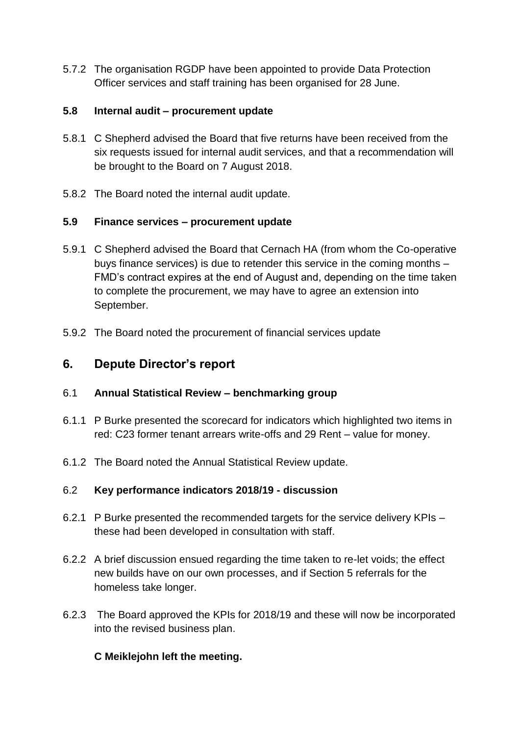5.7.2 The organisation RGDP have been appointed to provide Data Protection Officer services and staff training has been organised for 28 June.

### 5.8 Internal audit – procurement update

5.8.1 C Shepherd advised the Board that five returns have been received from the six requests issued for internal audit services, and that a recommendation will be brought to the Board on 7 August 2018.

5.8.2 The Board noted the internal audit update.

### 5.9 Finance services – procurement update

5.9.1 C Shepherd advised the Board that Cernach HA (from whom the Co-operative buys finance services) is due to retender this service in the coming months – FMD's contract expires at the end of August and, depending on the time taken to complete the procurement, we may have to agree an extension into September.

5.9.2 The Board noted the procurement of financial services update

## 6. Depute Director's report

### 6.1 Annual Statistical Review – benchmarking group

6.1.1 P Burke presented the scorecard for indicators which highlighted two items in red: C23 former tenant arrears write-offs and 29 Rent – value for money.

6.1.2 The Board noted the Annual Statistical Review update.

### 6.2 Key performance indicators 2018/19 - discussion

6.2.1 P Burke presented the recommended targets for the service delivery KPIs – these had been developed in consultation with staff.

6.2.2 A brief discussion ensued regarding the time taken to re-let voids; the effect new builds have on our own processes, and if Section 5 referrals for the homeless take longer.

6.2.3 The Board approved the KPIs for 2018/19 and these will now be incorporated into the revised business plan.

**C Meiklejohn left the meeting.**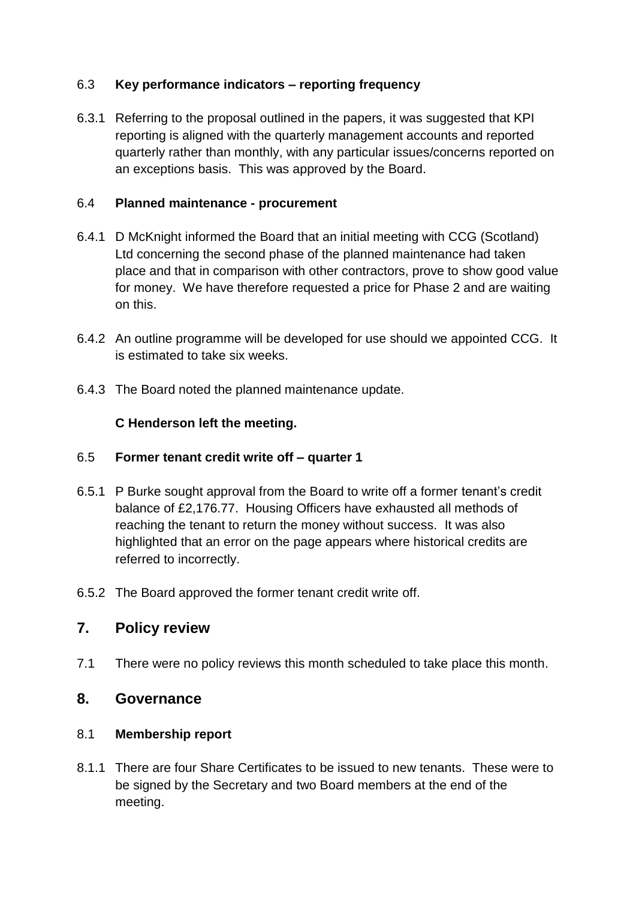### 6.3 **Key performance indicators – reporting frequency**

6.3.1 Referring to the proposal outlined in the papers, it was suggested that KPI reporting is aligned with the quarterly management accounts and reported quarterly rather than monthly, with any particular issues/concerns reported on an exceptions basis. This was approved by the Board.

### 6.4 **Planned maintenance - procurement**

6.4.1 D McKnight informed the Board that an initial meeting with CCG (Scotland) Ltd concerning the second phase of the planned maintenance had taken place and that in comparison with other contractors, prove to show good value for money. We have therefore requested a price for Phase 2 and are waiting on this.

6.4.2 An outline programme will be developed for use should we appointed CCG. It is estimated to take six weeks.

6.4.3 The Board noted the planned maintenance update.

**C Henderson left the meeting.**

### 6.5 **Former tenant credit write off – quarter 1**

6.5.1 P Burke sought approval from the Board to write off a former tenant's credit balance of £2,176.77. Housing Officers have exhausted all methods of reaching the tenant to return the money without success. It was also highlighted that an error on the page appears where historical credits are referred to incorrectly.

6.5.2 The Board approved the former tenant credit write off.

## 7. Policy review

7.1 There were no policy reviews this month scheduled to take place this month.

## 8. Governance

### 8.1 **Membership report**

8.1.1 There are four Share Certificates to be issued to new tenants. These were to be signed by the Secretary and two Board members at the end of the meeting.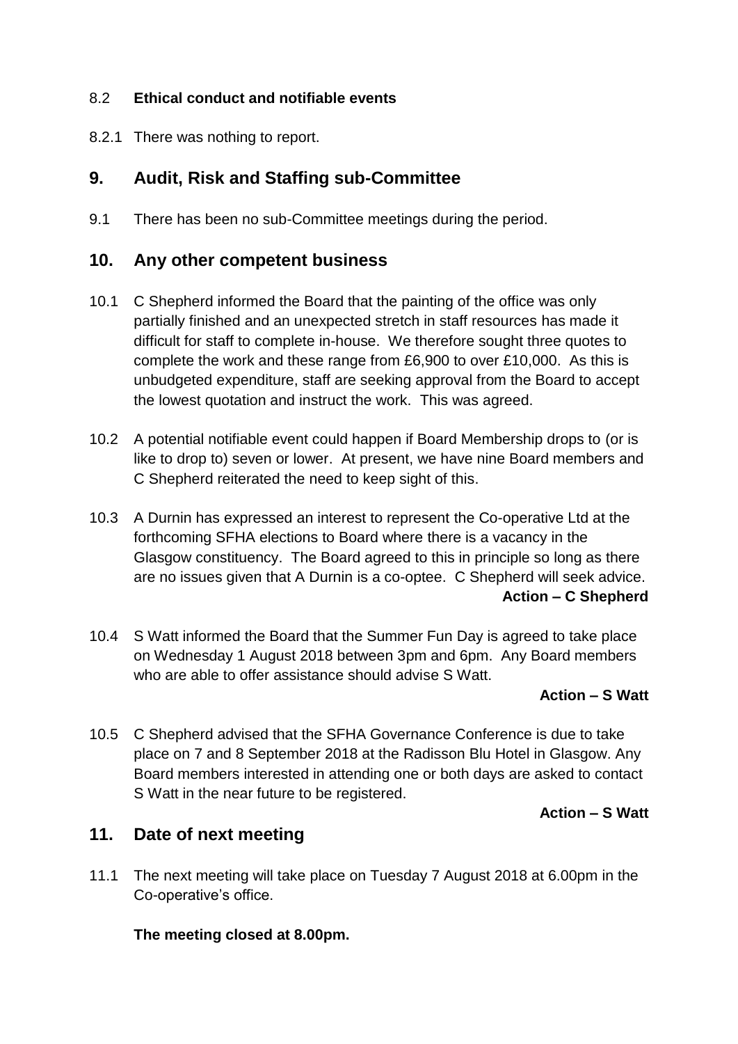8.2 **Ethical conduct and notifiable events**

8.2.1 There was nothing to report.

## 9. Audit, Risk and Staffing sub-Committee

9.1 There has been no sub-Committee meetings during the period.

## 10. Any other competent business

10.1 C Shepherd informed the Board that the painting of the office was only partially finished and an unexpected stretch in staff resources has made it difficult for staff to complete in-house. We therefore sought three quotes to complete the work and these range from £6,900 to over £10,000. As this is unbudgeted expenditure, staff are seeking approval from the Board to accept the lowest quotation and instruct the work. This was agreed.

10.2 A potential notifiable event could happen if Board Membership drops to (or is like to drop to) seven or lower. At present, we have nine Board members and C Shepherd reiterated the need to keep sight of this.

10.3 A Durnin has expressed an interest to represent the Co-operative Ltd at the forthcoming SFHA elections to Board where there is a vacancy in the Glasgow constituency. The Board agreed to this in principle so long as there are no issues given that A Durnin is a co-optee. C Shepherd will seek advice.

**Action – C Shepherd**

10.4 S Watt informed the Board that the Summer Fun Day is agreed to take place on Wednesday 1 August 2018 between 3pm and 6pm. Any Board members who are able to offer assistance should advise S Watt.

**Action – S Watt**

10.5 C Shepherd advised that the SFHA Governance Conference is due to take place on 7 and 8 September 2018 at the Radisson Blu Hotel in Glasgow. Any Board members interested in attending one or both days are asked to contact S Watt in the near future to be registered.

**Action – S Watt**

## 11. Date of next meeting

11.1 The next meeting will take place on Tuesday 7 August 2018 at 6.00pm in the Co-operative's office.

**The meeting closed at 8.00pm.**